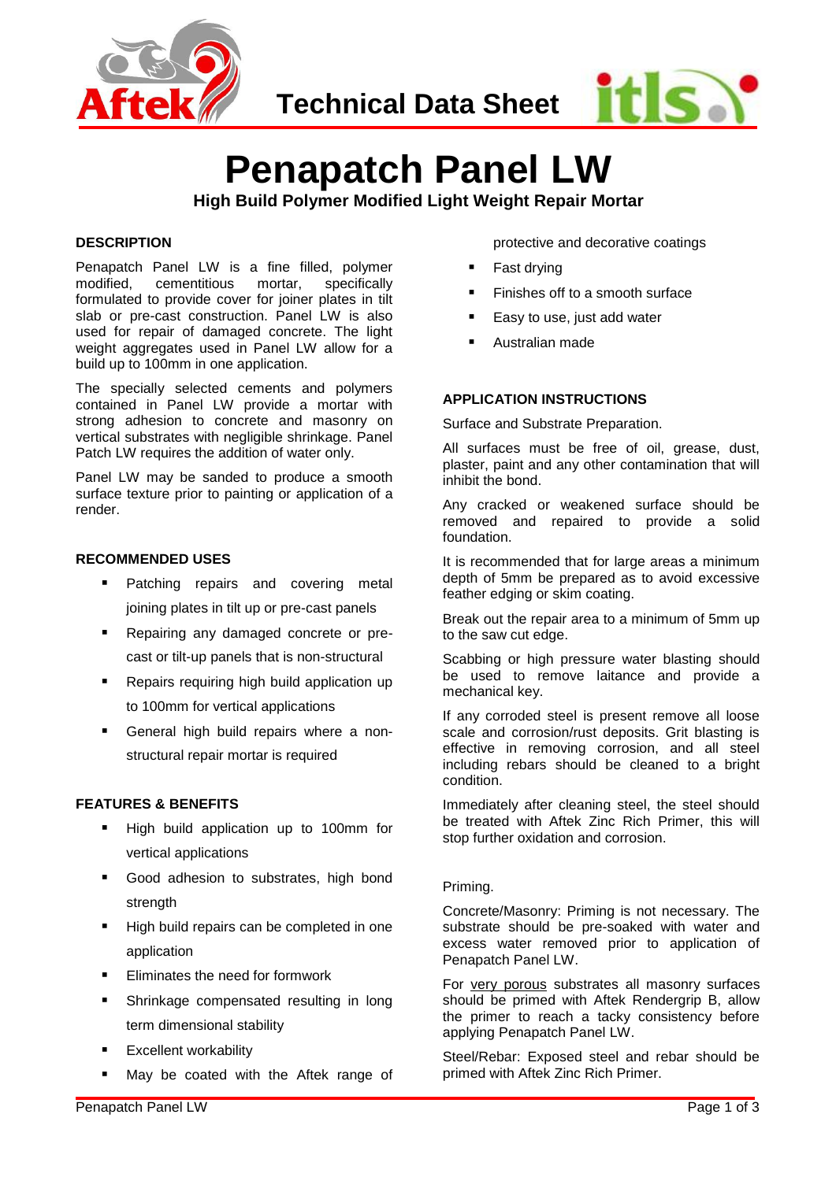Technical Data Sheet

# Penapatch Panel LW

**High Build Polymer Modified Light Weight Repair Mortar**

## DESCRIPTION

Penapatch Panel LW is a fine filled, polymer modified, cementitious mortar, specifically formulated to provide cover for joiner plates in tilt slab or pre-cast construction. Panel LW is also used for repair of damaged concrete. The light weight aggregates used in Panel LW allow for a build up to 100mm in one application.

The specially selected cements and polymers contained in Panel LW provide a mortar with strong adhesion to concrete and masonry on vertical substrates with negligible shrinkage. Panel Patch LW requires the addition of water only.

Panel LW may be sanded to produce a smooth surface texture prior to painting or application of a render.

## RECOMMENDED USES

- Patching repairs and covering metal joining plates in tilt up or pre-cast panels
- Repairing any damaged concrete or pre-cast or tilt-up panels that is non-structural
- Repairs requiring high build application up to 100mm for vertical applications
- General high build repairs where a non-structural repair mortar is required

## FEATURES & BENEFITS

- High build application up to 100mm for vertical applications
- Good adhesion to substrates, high bond strength
- High build repairs can be completed in one application
- Eliminates the need for formwork
- Shrinkage compensated resulting in long term dimensional stability
- Excellent workability
- May be coated with the Aftek range of protective and decorative coatings
- Fast drying
- Finishes off to a smooth surface
- Easy to use, just add water
- Australian made

## APPLICATION INSTRUCTIONS

Surface and Substrate Preparation.

All surfaces must be free of oil, grease, dust, plaster, paint and any other contamination that will inhibit the bond.

Any cracked or weakened surface should be removed and repaired to provide a solid foundation.

It is recommended that for large areas a minimum depth of 5mm be prepared as to avoid excessive feather edging or skim coating.

Break out the repair area to a minimum of 5mm up to the saw cut edge.

Scabbing or high pressure water blasting should be used to remove laitance and provide a mechanical key.

If any corroded steel is present remove all loose scale and corrosion/rust deposits. Grit blasting is effective in removing corrosion, and all steel including rebars should be cleaned to a bright condition.

Immediately after cleaning steel, the steel should be treated with Aftek Zinc Rich Primer, this will stop further oxidation and corrosion.

Priming.

Concrete/Masonry: Priming is not necessary. The substrate should be pre-soaked with water and excess water removed prior to application of Penapatch Panel LW.

For very porous substrates all masonry surfaces should be primed with Aftek Rendergrip B, allow the primer to reach a tacky consistency before applying Penapatch Panel LW.

Steel/Rebar: Exposed steel and rebar should be primed with Aftek Zinc Rich Primer.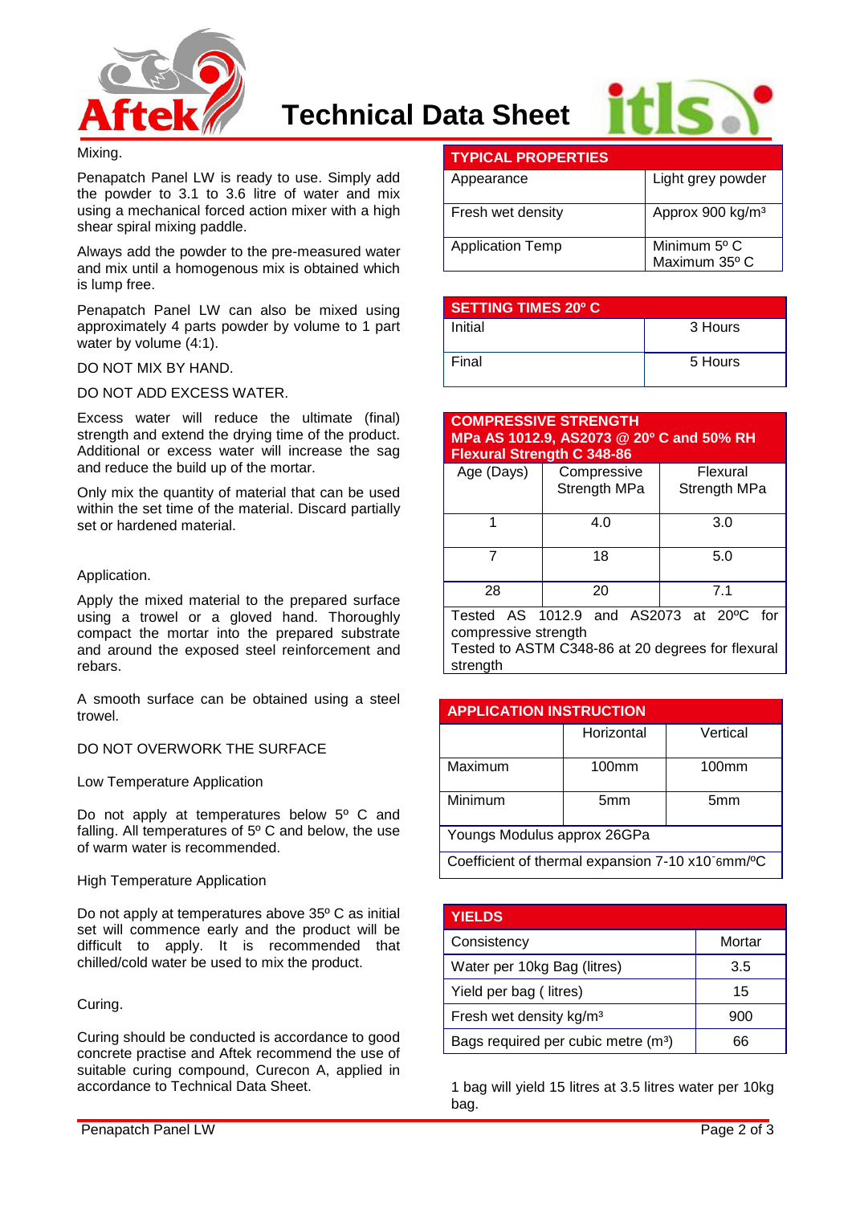Mixing.

Penapatch Panel LW is ready to use. Simply add the powder to 3.1 to 3.6 litre of water and mix using a mechanical forced action mixer with a high shear spiral mixing paddle.

Always add the powder to the pre-measured water and mix until a homogenous mix is obtained which is lump free.

Penapatch Panel LW can also be mixed using approximately 4 parts powder by volume to 1 part water by volume (4:1).

DO NOT MIX BY HAND.

DO NOT ADD EXCESS WATER.

Excess water will reduce the ultimate (final) strength and extend the drying time of the product. Additional or excess water will increase the sag and reduce the build up of the mortar.

Only mix the quantity of material that can be used within the set time of the material. Discard partially set or hardened material.

Application.

Apply the mixed material to the prepared surface using a trowel or a gloved hand. Thoroughly compact the mortar into the prepared substrate and around the exposed steel reinforcement and rebars.

A smooth surface can be obtained using a steel trowel.

DO NOT OVERWORK THE SURFACE

Low Temperature Application

Do not apply at temperatures below 5º C and falling. All temperatures of 5º C and below, the use of warm water is recommended.

High Temperature Application

Do not apply at temperatures above 35º C as initial set will commence early and the product will be difficult to apply. It is recommended that chilled/cold water be used to mix the product.

Curing.

Curing should be conducted is accordance to good concrete practise and Aftek recommend the use of suitable curing compound, Curecon A, applied in accordance to Technical Data Sheet.

| TYPICAL PROPERTIES | |
|---|---|
| Appearance | Light grey powder |
| Fresh wet density | Approx 900 kg/m³ |
| Application Temp | Minimum 5º C<br>Maximum 35º C |

| SETTING TIMES 20º C | |
|---|---|
| Initial | 3 Hours |
| Final | 5 Hours |

| COMPRESSIVE STRENGTH MPa AS 1012.9, AS2073 @ 20º C and 50% RH Flexural Strength C 348-86 | | |
|---|---|---|
| Age (Days) | Compressive Strength MPa | Flexural Strength MPa |
| 1 | 4.0 | 3.0 |
| 7 | 18 | 5.0 |
| 28 | 20 | 7.1 |

Tested AS 1012.9 and AS2073 at 20ºC for compressive strength
Tested to ASTM C348-86 at 20 degrees for flexural strength

| APPLICATION INSTRUCTION | | |
|---|---|---|
| | Horizontal | Vertical |
| Maximum | 100mm | 100mm |
| Minimum | 5mm | 5mm |

Youngs Modulus approx 26GPa

Coefficient of thermal expansion 7-10 x10⁻6mm/ºC

| YIELDS | |
|---|---|
| Consistency | Mortar |
| Water per 10kg Bag (litres) | 3.5 |
| Yield per bag ( litres) | 15 |
| Fresh wet density kg/m³ | 900 |
| Bags required per cubic metre (m³) | 66 |

1 bag will yield 15 litres at 3.5 litres water per 10kg bag.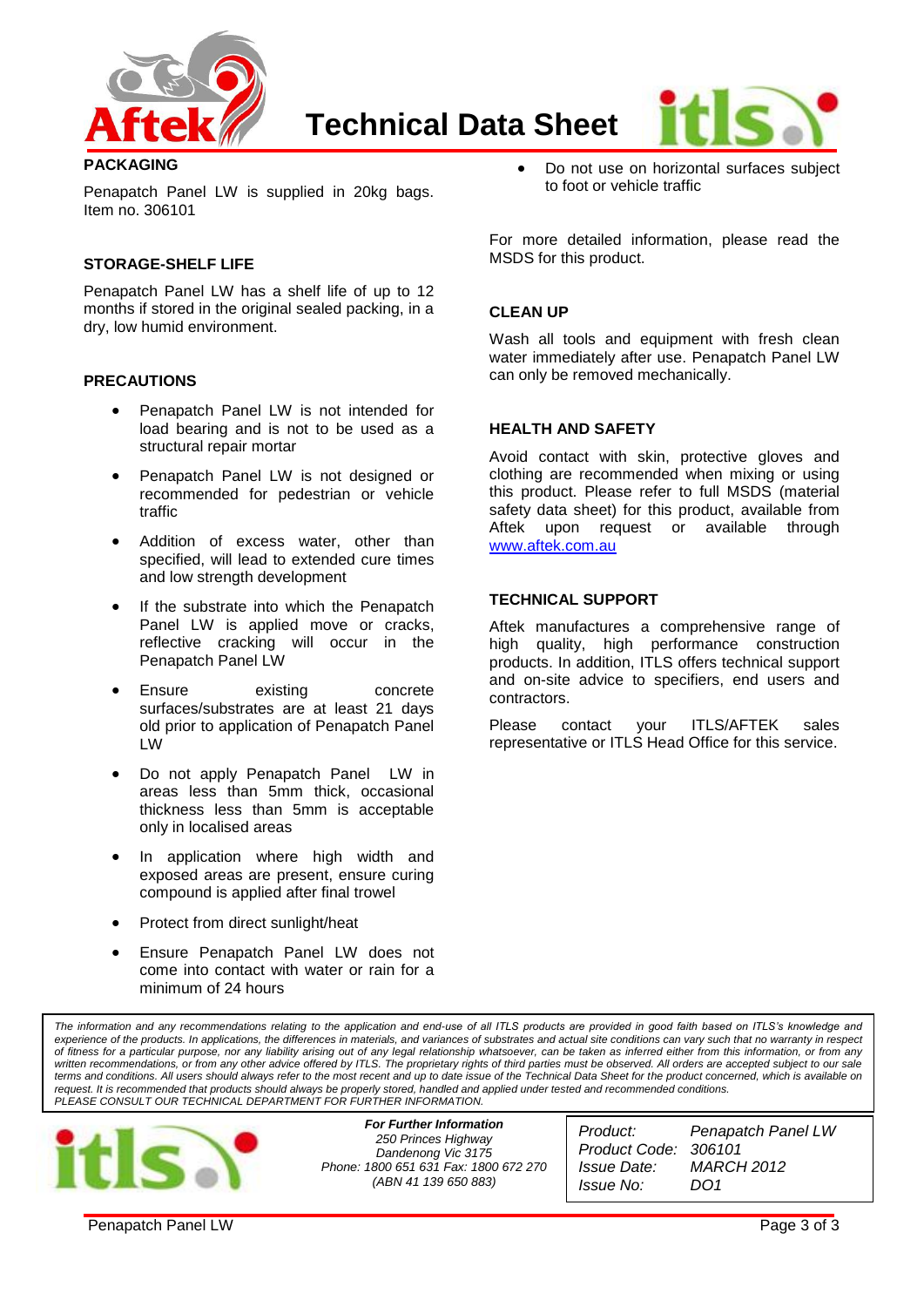## PACKAGING

Penapatch Panel LW is supplied in 20kg bags. Item no. 306101

## STORAGE-SHELF LIFE

Penapatch Panel LW has a shelf life of up to 12 months if stored in the original sealed packing, in a dry, low humid environment.

## PRECAUTIONS

- Penapatch Panel LW is not intended for load bearing and is not to be used as a structural repair mortar
- Penapatch Panel LW is not designed or recommended for pedestrian or vehicle traffic
- Addition of excess water, other than specified, will lead to extended cure times and low strength development
- If the substrate into which the Penapatch Panel LW is applied move or cracks, reflective cracking will occur in the Penapatch Panel LW
- Ensure existing concrete surfaces/substrates are at least 21 days old prior to application of Penapatch Panel LW
- Do not apply Penapatch Panel LW in areas less than 5mm thick, occasional thickness less than 5mm is acceptable only in localised areas
- In application where high width and exposed areas are present, ensure curing compound is applied after final trowel
- Protect from direct sunlight/heat
- Ensure Penapatch Panel LW does not come into contact with water or rain for a minimum of 24 hours
- Do not use on horizontal surfaces subject to foot or vehicle traffic

For more detailed information, please read the MSDS for this product.

## CLEAN UP

Wash all tools and equipment with fresh clean water immediately after use. Penapatch Panel LW can only be removed mechanically.

## HEALTH AND SAFETY

Avoid contact with skin, protective gloves and clothing are recommended when mixing or using this product. Please refer to full MSDS (material safety data sheet) for this product, available from Aftek upon request or available through www.aftek.com.au

## TECHNICAL SUPPORT

Aftek manufactures a comprehensive range of high quality, high performance construction products. In addition, ITLS offers technical support and on-site advice to specifiers, end users and contractors.

Please contact your ITLS/AFTEK sales representative or ITLS Head Office for this service.

*The information and any recommendations relating to the application and end-use of all ITLS products are provided in good faith based on ITLS's knowledge and experience of the products. In applications, the differences in materials, and variances of substrates and actual site conditions can vary such that no warranty in respect of fitness for a particular purpose, nor any liability arising out of any legal relationship whatsoever, can be taken as inferred either from this information, or from any written recommendations, or from any other advice offered by ITLS. The proprietary rights of third parties must be observed. All orders are accepted subject to our sale terms and conditions. All users should always refer to the most recent and up to date issue of the Technical Data Sheet for the product concerned, which is available on request. It is recommended that products should always be properly stored, handled and applied under tested and recommended conditions.*
*PLEASE CONSULT OUR TECHNICAL DEPARTMENT FOR FURTHER INFORMATION.*

***For Further Information***
*250 Princes Highway*
*Dandenong Vic 3175*
*Phone: 1800 651 631 Fax: 1800 672 270*
*(ABN 41 139 650 883)*

| | |
|---|---|
| *Product:* | *Penapatch Panel LW* |
| *Product Code:* | *306101* |
| *Issue Date:* | *MARCH 2012* |
| *Issue No:* | *DO1* |